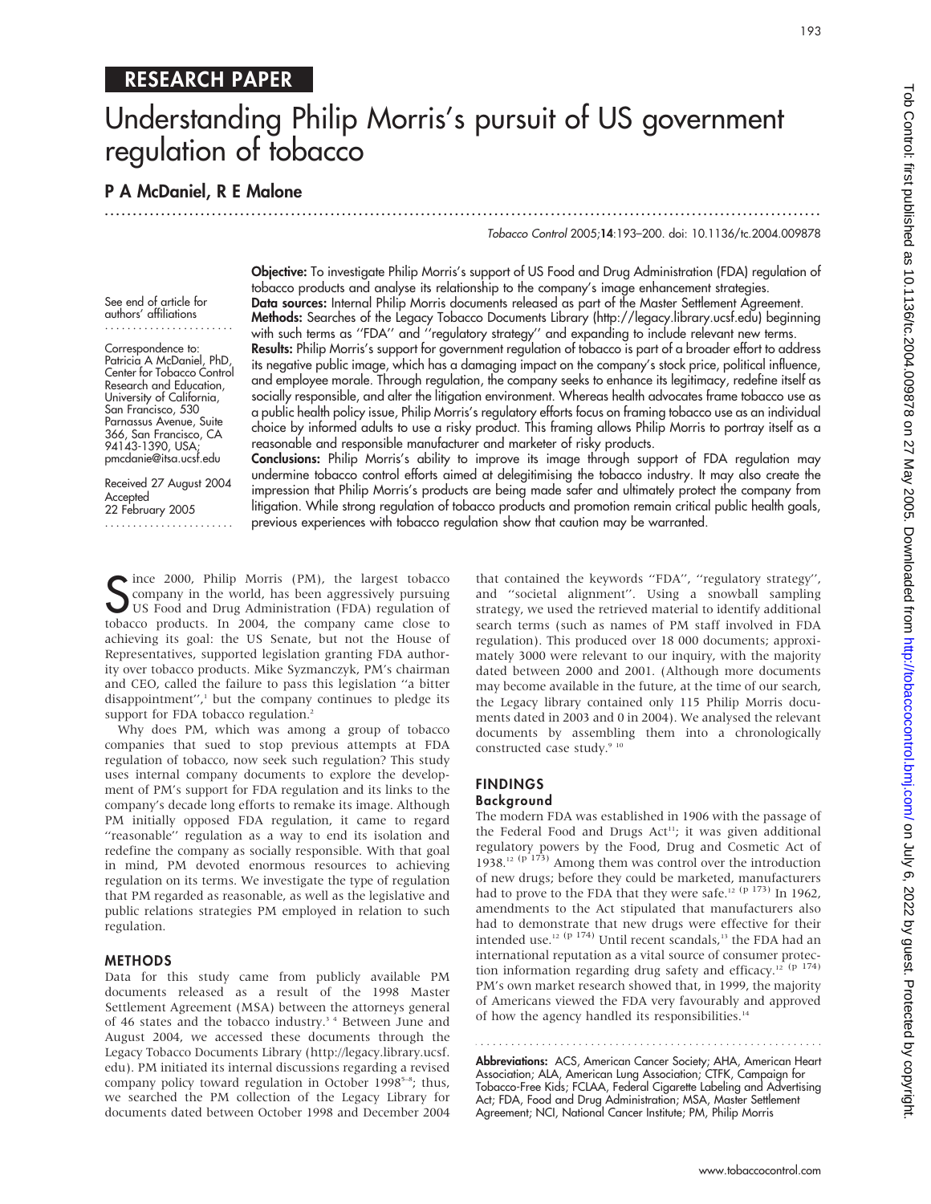RESEARCH PAPER

# Understanding Philip Morris's pursuit of US government regulation of tobacco

**P A McDaniel, R E Malone**

*Tobacco Control* 2005;**14**:193–200. doi: 10.1136/tc.2004.009878

See end of article for authors' affiliations

Correspondence to: Patricia A McDaniel, PhD, Center for Tobacco Control Research and Education, University of California, San Francisco, 530 Parnassus Avenue, Suite 366, San Francisco, CA 94143-1390, USA; pmcdanie@itsa.ucsf.edu

Received 27 August 2004
Accepted 22 February 2005

**Objective:** To investigate Philip Morris's support of US Food and Drug Administration (FDA) regulation of tobacco products and analyse its relationship to the company's image enhancement strategies.

**Data sources:** Internal Philip Morris documents released as part of the Master Settlement Agreement.

**Methods:** Searches of the Legacy Tobacco Documents Library (http://legacy.library.ucsf.edu) beginning with such terms as "FDA" and "regulatory strategy" and expanding to include relevant new terms.

**Results:** Philip Morris's support for government regulation of tobacco is part of a broader effort to address its negative public image, which has a damaging impact on the company's stock price, political influence, and employee morale. Through regulation, the company seeks to enhance its legitimacy, redefine itself as socially responsible, and alter the litigation environment. Whereas health advocates frame tobacco use as a public health policy issue, Philip Morris's regulatory efforts focus on framing tobacco use as an individual choice by informed adults to use a risky product. This framing allows Philip Morris to portray itself as a reasonable and responsible manufacturer and marketer of risky products.

**Conclusions:** Philip Morris's ability to improve its image through support of FDA regulation may undermine tobacco control efforts aimed at delegitimising the tobacco industry. It may also create the impression that Philip Morris's products are being made safer and ultimately protect the company from litigation. While strong regulation of tobacco products and promotion remain critical public health goals, previous experiences with tobacco regulation show that caution may be warranted.

Since 2000, Philip Morris (PM), the largest tobacco company in the world, has been aggressively pursuing US Food and Drug Administration (FDA) regulation of tobacco products. In 2004, the company came close to achieving its goal: the US Senate, but not the House of Representatives, supported legislation granting FDA authority over tobacco products. Mike Syzmanczyk, PM's chairman and CEO, called the failure to pass this legislation "a bitter disappointment",[1] but the company continues to pledge its support for FDA tobacco regulation.[2]

Why does PM, which was among a group of tobacco companies that sued to stop previous attempts at FDA regulation of tobacco, now seek such regulation? This study uses internal company documents to explore the development of PM's support for FDA regulation and its links to the company's decade long efforts to remake its image. Although PM initially opposed FDA regulation, it came to regard "reasonable" regulation as a way to end its isolation and redefine the company as socially responsible. With that goal in mind, PM devoted enormous resources to achieving regulation on its terms. We investigate the type of regulation that PM regarded as reasonable, as well as the legislative and public relations strategies PM employed in relation to such regulation.

## METHODS

Data for this study came from publicly available PM documents released as a result of the 1998 Master Settlement Agreement (MSA) between the attorneys general of 46 states and the tobacco industry.[3,4] Between June and August 2004, we accessed these documents through the Legacy Tobacco Documents Library (http://legacy.library.ucsf.edu). PM initiated its internal discussions regarding a revised company policy toward regulation in October 1998[5–8]; thus, we searched the PM collection of the Legacy Library for documents dated between October 1998 and December 2004 that contained the keywords "FDA", "regulatory strategy", and "societal alignment". Using a snowball sampling strategy, we used the retrieved material to identify additional search terms (such as names of PM staff involved in FDA regulation). This produced over 18 000 documents; approximately 3000 were relevant to our inquiry, with the majority dated between 2000 and 2001. (Although more documents may become available in the future, at the time of our search, the Legacy library contained only 115 Philip Morris documents dated in 2003 and 0 in 2004). We analysed the relevant documents by assembling them into a chronologically constructed case study.[9,10]

## FINDINGS

### Background

The modern FDA was established in 1906 with the passage of the Federal Food and Drugs Act[11]; it was given additional regulatory powers by the Food, Drug and Cosmetic Act of 1938.[12 (p 173)] Among them was control over the introduction of new drugs; before they could be marketed, manufacturers had to prove to the FDA that they were safe.[12 (p 173)] In 1962, amendments to the Act stipulated that manufacturers also had to demonstrate that new drugs were effective for their intended use.[12 (p 174)] Until recent scandals,[13] the FDA had an international reputation as a vital source of consumer protection information regarding drug safety and efficacy.[12 (p 174)] PM's own market research showed that, in 1999, the majority of Americans viewed the FDA very favourably and approved of how the agency handled its responsibilities.[14]

**Abbreviations:** ACS, American Cancer Society; AHA, American Heart Association; ALA, American Lung Association; CTFK, Campaign for Tobacco-Free Kids; FCLAA, Federal Cigarette Labeling and Advertising Act; FDA, Food and Drug Administration; MSA, Master Settlement Agreement; NCI, National Cancer Institute; PM, Philip Morris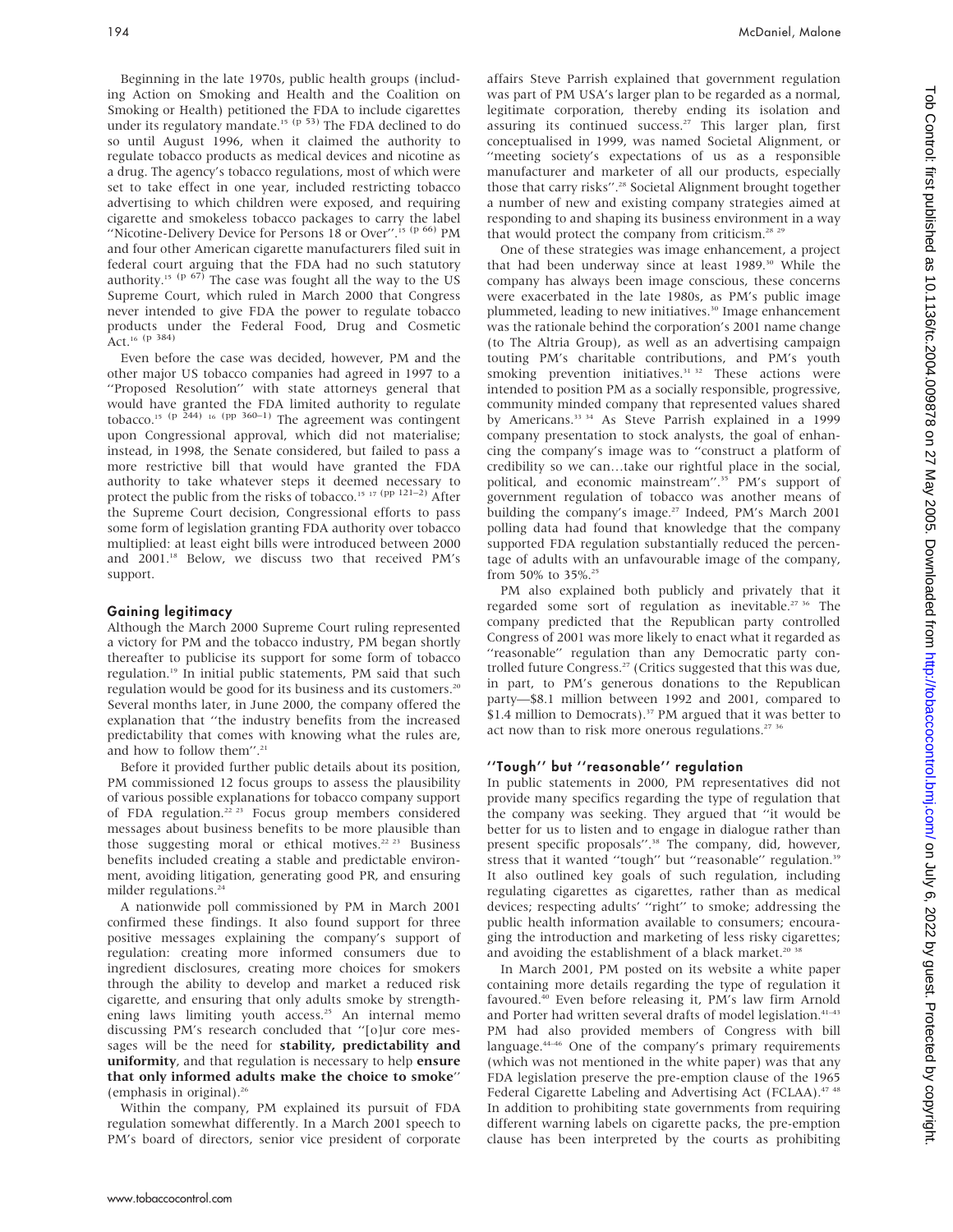Beginning in the late 1970s, public health groups (including Action on Smoking and Health and the Coalition on Smoking or Health) petitioned the FDA to include cigarettes under its regulatory mandate.[15 (p 53)] The FDA declined to do so until August 1996, when it claimed the authority to regulate tobacco products as medical devices and nicotine as a drug. The agency's tobacco regulations, most of which were set to take effect in one year, included restricting tobacco advertising to which children were exposed, and requiring cigarette and smokeless tobacco packages to carry the label "Nicotine-Delivery Device for Persons 18 or Over".[15 (p 66)] PM and four other American cigarette manufacturers filed suit in federal court arguing that the FDA had no such statutory authority.[15 (p 67)] The case was fought all the way to the US Supreme Court, which ruled in March 2000 that Congress never intended to give FDA the power to regulate tobacco products under the Federal Food, Drug and Cosmetic Act.[16 (p 384)]

Even before the case was decided, however, PM and the other major US tobacco companies had agreed in 1997 to a "Proposed Resolution" with state attorneys general that would have granted the FDA limited authority to regulate tobacco.[15 (p 244) 16 (pp 360–1)] The agreement was contingent upon Congressional approval, which did not materialise; instead, in 1998, the Senate considered, but failed to pass a more restrictive bill that would have granted the FDA authority to take whatever steps it deemed necessary to protect the public from the risks of tobacco.[15 17 (pp 121–2)] After the Supreme Court decision, Congressional efforts to pass some form of legislation granting FDA authority over tobacco multiplied: at least eight bills were introduced between 2000 and 2001.[18] Below, we discuss two that received PM's support.

## Gaining legitimacy

Although the March 2000 Supreme Court ruling represented a victory for PM and the tobacco industry, PM began shortly thereafter to publicise its support for some form of tobacco regulation.[19] In initial public statements, PM said that such regulation would be good for its business and its customers.[20] Several months later, in June 2000, the company offered the explanation that "the industry benefits from the increased predictability that comes with knowing what the rules are, and how to follow them".[21]

Before it provided further public details about its position, PM commissioned 12 focus groups to assess the plausibility of various possible explanations for tobacco company support of FDA regulation.[22 23] Focus group members considered messages about business benefits to be more plausible than those suggesting moral or ethical motives.[22 23] Business benefits included creating a stable and predictable environment, avoiding litigation, generating good PR, and ensuring milder regulations.[24]

A nationwide poll commissioned by PM in March 2001 confirmed these findings. It also found support for three positive messages explaining the company's support of regulation: creating more informed consumers due to ingredient disclosures, creating more choices for smokers through the ability to develop and market a reduced risk cigarette, and ensuring that only adults smoke by strengthening laws limiting youth access.[25] An internal memo discussing PM's research concluded that "[o]ur core messages will be the need for **stability, predictability and uniformity**, and that regulation is necessary to help **ensure that only informed adults make the choice to smoke**" (emphasis in original).[26]

Within the company, PM explained its pursuit of FDA regulation somewhat differently. In a March 2001 speech to PM's board of directors, senior vice president of corporate affairs Steve Parrish explained that government regulation was part of PM USA's larger plan to be regarded as a normal, legitimate corporation, thereby ending its isolation and assuring its continued success.[27] This larger plan, first conceptualised in 1999, was named Societal Alignment, or "meeting society's expectations of us as a responsible manufacturer and marketer of all our products, especially those that carry risks".[28] Societal Alignment brought together a number of new and existing company strategies aimed at responding to and shaping its business environment in a way that would protect the company from criticism.[28 29]

One of these strategies was image enhancement, a project that had been underway since at least 1989.[30] While the company has always been image conscious, these concerns were exacerbated in the late 1980s, as PM's public image plummeted, leading to new initiatives.[30] Image enhancement was the rationale behind the corporation's 2001 name change (to The Altria Group), as well as an advertising campaign touting PM's charitable contributions, and PM's youth smoking prevention initiatives.[31 32] These actions were intended to position PM as a socially responsible, progressive, community minded company that represented values shared by Americans.[33 34] As Steve Parrish explained in a 1999 company presentation to stock analysts, the goal of enhancing the company's image was to "construct a platform of credibility so we can…take our rightful place in the social, political, and economic mainstream".[35] PM's support of government regulation of tobacco was another means of building the company's image.[27] Indeed, PM's March 2001 polling data had found that knowledge that the company supported FDA regulation substantially reduced the percentage of adults with an unfavourable image of the company, from 50% to 35%.[25]

PM also explained both publicly and privately that it regarded some sort of regulation as inevitable.[27 36] The company predicted that the Republican party controlled Congress of 2001 was more likely to enact what it regarded as "reasonable" regulation than any Democratic party controlled future Congress.[27] (Critics suggested that this was due, in part, to PM's generous donations to the Republican party—$8.1 million between 1992 and 2001, compared to $1.4 million to Democrats).[37] PM argued that it was better to act now than to risk more onerous regulations.[27 36]

## "Tough" but "reasonable" regulation

In public statements in 2000, PM representatives did not provide many specifics regarding the type of regulation that the company was seeking. They argued that "it would be better for us to listen and to engage in dialogue rather than present specific proposals".[38] The company, did, however, stress that it wanted "tough" but "reasonable" regulation.[39] It also outlined key goals of such regulation, including regulating cigarettes as cigarettes, rather than as medical devices; respecting adults' "right" to smoke; addressing the public health information available to consumers; encouraging the introduction and marketing of less risky cigarettes; and avoiding the establishment of a black market.[20 38]

In March 2001, PM posted on its website a white paper containing more details regarding the type of regulation it favoured.[40] Even before releasing it, PM's law firm Arnold and Porter had written several drafts of model legislation.[41–43] PM had also provided members of Congress with bill language.[44–46] One of the company's primary requirements (which was not mentioned in the white paper) was that any FDA legislation preserve the pre-emption clause of the 1965 Federal Cigarette Labeling and Advertising Act (FCLAA).[47 48] In addition to prohibiting state governments from requiring different warning labels on cigarette packs, the pre-emption clause has been interpreted by the courts as prohibiting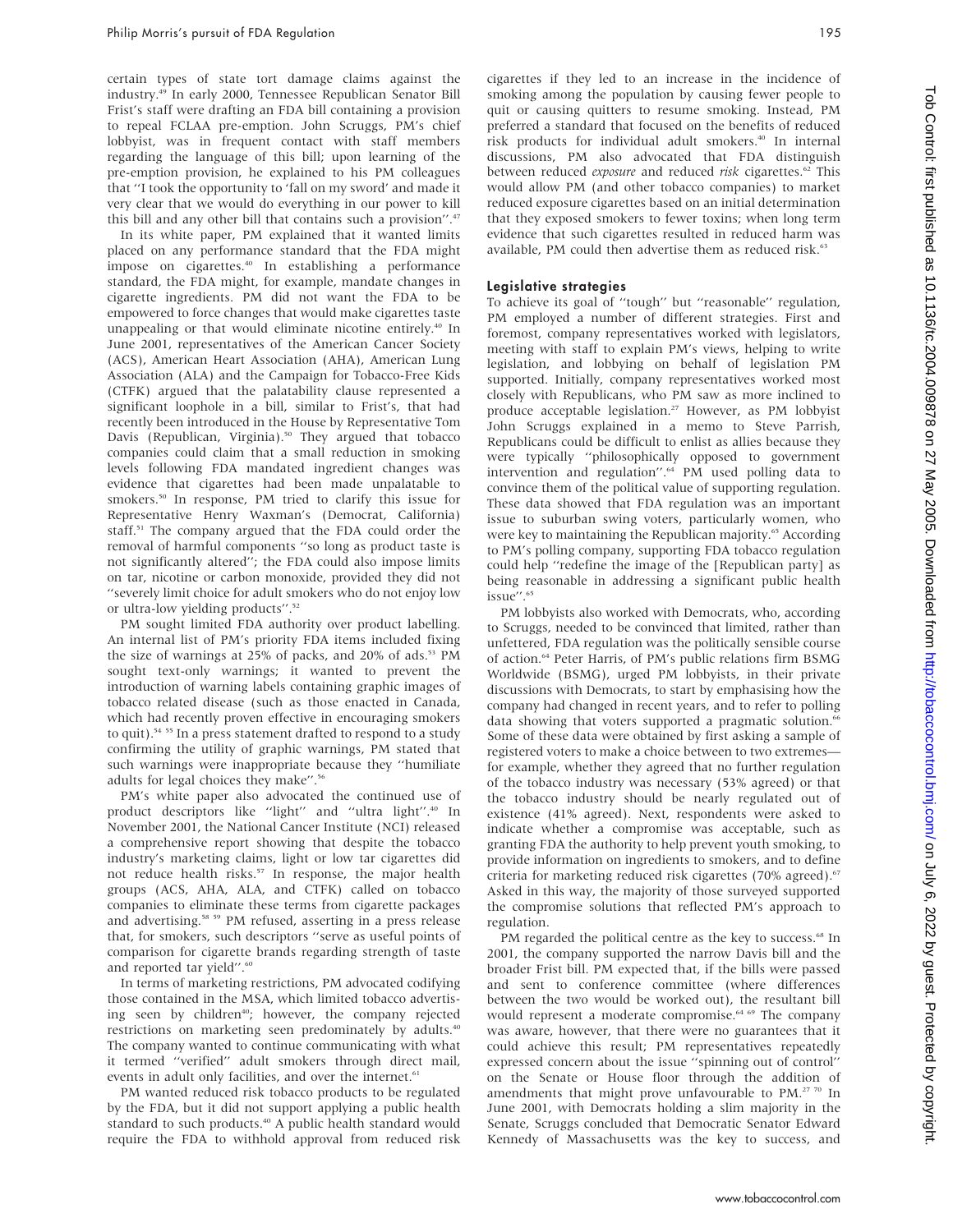certain types of state tort damage claims against the industry.[49] In early 2000, Tennessee Republican Senator Bill Frist's staff were drafting an FDA bill containing a provision to repeal FCLAA pre-emption. John Scruggs, PM's chief lobbyist, was in frequent contact with staff members regarding the language of this bill; upon learning of the pre-emption provision, he explained to his PM colleagues that "I took the opportunity to 'fall on my sword' and made it very clear that we would do everything in our power to kill this bill and any other bill that contains such a provision".[47]

In its white paper, PM explained that it wanted limits placed on any performance standard that the FDA might impose on cigarettes.[40] In establishing a performance standard, the FDA might, for example, mandate changes in cigarette ingredients. PM did not want the FDA to be empowered to force changes that would make cigarettes taste unappealing or that would eliminate nicotine entirely.[40] In June 2001, representatives of the American Cancer Society (ACS), American Heart Association (AHA), American Lung Association (ALA) and the Campaign for Tobacco-Free Kids (CTFK) argued that the palatability clause represented a significant loophole in a bill, similar to Frist's, that had recently been introduced in the House by Representative Tom Davis (Republican, Virginia).[50] They argued that tobacco companies could claim that a small reduction in smoking levels following FDA mandated ingredient changes was evidence that cigarettes had been made unpalatable to smokers.[50] In response, PM tried to clarify this issue for Representative Henry Waxman's (Democrat, California) staff.[51] The company argued that the FDA could order the removal of harmful components "so long as product taste is not significantly altered"; the FDA could also impose limits on tar, nicotine or carbon monoxide, provided they did not "severely limit choice for adult smokers who do not enjoy low or ultra-low yielding products".[52]

PM sought limited FDA authority over product labelling. An internal list of PM's priority FDA items included fixing the size of warnings at 25% of packs, and 20% of ads.[53] PM sought text-only warnings; it wanted to prevent the introduction of warning labels containing graphic images of tobacco related disease (such as those enacted in Canada, which had recently proven effective in encouraging smokers to quit).[54 55] In a press statement drafted to respond to a study confirming the utility of graphic warnings, PM stated that such warnings were inappropriate because they "humiliate adults for legal choices they make".[56]

PM's white paper also advocated the continued use of product descriptors like "light" and "ultra light".[40] In November 2001, the National Cancer Institute (NCI) released a comprehensive report showing that despite the tobacco industry's marketing claims, light or low tar cigarettes did not reduce health risks.[57] In response, the major health groups (ACS, AHA, ALA, and CTFK) called on tobacco companies to eliminate these terms from cigarette packages and advertising.[58 59] PM refused, asserting in a press release that, for smokers, such descriptors "serve as useful points of comparison for cigarette brands regarding strength of taste and reported tar yield".[60]

In terms of marketing restrictions, PM advocated codifying those contained in the MSA, which limited tobacco advertising seen by children[40]; however, the company rejected restrictions on marketing seen predominately by adults.[40] The company wanted to continue communicating with what it termed "verified" adult smokers through direct mail, events in adult only facilities, and over the internet.[61]

PM wanted reduced risk tobacco products to be regulated by the FDA, but it did not support applying a public health standard to such products.[40] A public health standard would require the FDA to withhold approval from reduced risk cigarettes if they led to an increase in the incidence of smoking among the population by causing fewer people to quit or causing quitters to resume smoking. Instead, PM preferred a standard that focused on the benefits of reduced risk products for individual adult smokers.[40] In internal discussions, PM also advocated that FDA distinguish between reduced *exposure* and reduced *risk* cigarettes.[62] This would allow PM (and other tobacco companies) to market reduced exposure cigarettes based on an initial determination that they exposed smokers to fewer toxins; when long term evidence that such cigarettes resulted in reduced harm was available, PM could then advertise them as reduced risk.[63]

## Legislative strategies

To achieve its goal of "tough" but "reasonable" regulation, PM employed a number of different strategies. First and foremost, company representatives worked with legislators, meeting with staff to explain PM's views, helping to write legislation, and lobbying on behalf of legislation PM supported. Initially, company representatives worked most closely with Republicans, who PM saw as more inclined to produce acceptable legislation.[27] However, as PM lobbyist John Scruggs explained in a memo to Steve Parrish, Republicans could be difficult to enlist as allies because they were typically "philosophically opposed to government intervention and regulation".[64] PM used polling data to convince them of the political value of supporting regulation. These data showed that FDA regulation was an important issue to suburban swing voters, particularly women, who were key to maintaining the Republican majority.[65] According to PM's polling company, supporting FDA tobacco regulation could help "redefine the image of the [Republican party] as being reasonable in addressing a significant public health issue".[65]

PM lobbyists also worked with Democrats, who, according to Scruggs, needed to be convinced that limited, rather than unfettered, FDA regulation was the politically sensible course of action.[64] Peter Harris, of PM's public relations firm BSMG Worldwide (BSMG), urged PM lobbyists, in their private discussions with Democrats, to start by emphasising how the company had changed in recent years, and to refer to polling data showing that voters supported a pragmatic solution.[66] Some of these data were obtained by first asking a sample of registered voters to make a choice between to two extremes—for example, whether they agreed that no further regulation of the tobacco industry was necessary (53% agreed) or that the tobacco industry should be nearly regulated out of existence (41% agreed). Next, respondents were asked to indicate whether a compromise was acceptable, such as granting FDA the authority to help prevent youth smoking, to provide information on ingredients to smokers, and to define criteria for marketing reduced risk cigarettes (70% agreed).[67] Asked in this way, the majority of those surveyed supported the compromise solutions that reflected PM's approach to regulation.

PM regarded the political centre as the key to success.[68] In 2001, the company supported the narrow Davis bill and the broader Frist bill. PM expected that, if the bills were passed and sent to conference committee (where differences between the two would be worked out), the resultant bill would represent a moderate compromise.[64 69] The company was aware, however, that there were no guarantees that it could achieve this result; PM representatives repeatedly expressed concern about the issue "spinning out of control" on the Senate or House floor through the addition of amendments that might prove unfavourable to PM.[27 70] In June 2001, with Democrats holding a slim majority in the Senate, Scruggs concluded that Democratic Senator Edward Kennedy of Massachusetts was the key to success, and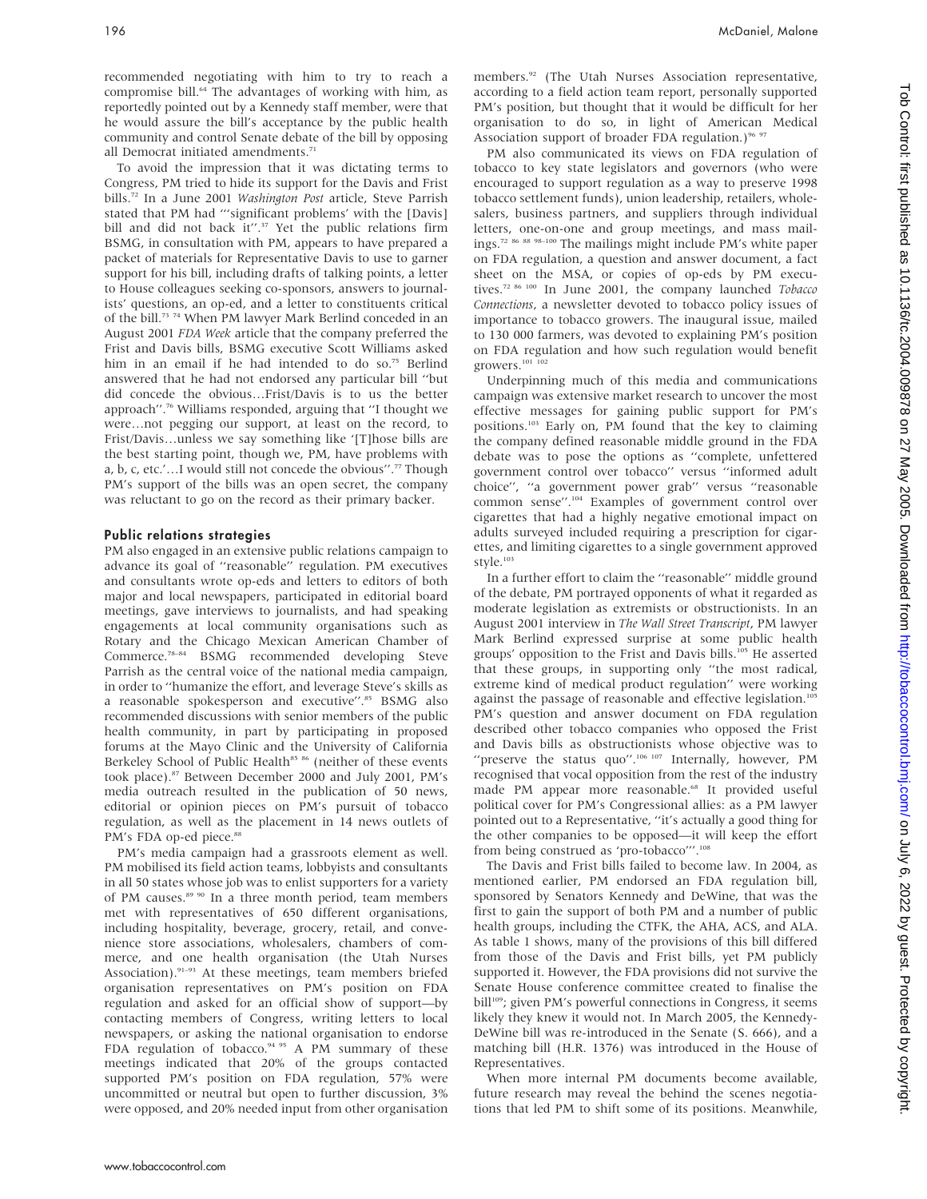recommended negotiating with him to try to reach a compromise bill.[64] The advantages of working with him, as reportedly pointed out by a Kennedy staff member, were that he would assure the bill's acceptance by the public health community and control Senate debate of the bill by opposing all Democrat initiated amendments.[71]

To avoid the impression that it was dictating terms to Congress, PM tried to hide its support for the Davis and Frist bills.[72] In a June 2001 *Washington Post* article, Steve Parrish stated that PM had "'significant problems' with the [Davis] bill and did not back it".[37] Yet the public relations firm BSMG, in consultation with PM, appears to have prepared a packet of materials for Representative Davis to use to garner support for his bill, including drafts of talking points, a letter to House colleagues seeking co-sponsors, answers to journalists' questions, an op-ed, and a letter to constituents critical of the bill.[73 74] When PM lawyer Mark Berlind conceded in an August 2001 *FDA Week* article that the company preferred the Frist and Davis bills, BSMG executive Scott Williams asked him in an email if he had intended to do so.[75] Berlind answered that he had not endorsed any particular bill "but did concede the obvious…Frist/Davis is to us the better approach".[76] Williams responded, arguing that "I thought we were…not pegging our support, at least on the record, to Frist/Davis…unless we say something like '[T]hose bills are the best starting point, though we, PM, have problems with a, b, c, etc.'…I would still not concede the obvious".[77] Though PM's support of the bills was an open secret, the company was reluctant to go on the record as their primary backer.

### Public relations strategies

PM also engaged in an extensive public relations campaign to advance its goal of "reasonable" regulation. PM executives and consultants wrote op-eds and letters to editors of both major and local newspapers, participated in editorial board meetings, gave interviews to journalists, and had speaking engagements at local community organisations such as Rotary and the Chicago Mexican American Chamber of Commerce.[78–84] BSMG recommended developing Steve Parrish as the central voice of the national media campaign, in order to "humanize the effort, and leverage Steve's skills as a reasonable spokesperson and executive".[85] BSMG also recommended discussions with senior members of the public health community, in part by participating in proposed forums at the Mayo Clinic and the University of California Berkeley School of Public Health[85 86] (neither of these events took place).[87] Between December 2000 and July 2001, PM's media outreach resulted in the publication of 50 news, editorial or opinion pieces on PM's pursuit of tobacco regulation, as well as the placement in 14 news outlets of PM's FDA op-ed piece.[88]

PM's media campaign had a grassroots element as well. PM mobilised its field action teams, lobbyists and consultants in all 50 states whose job was to enlist supporters for a variety of PM causes.[89 90] In a three month period, team members met with representatives of 650 different organisations, including hospitality, beverage, grocery, retail, and convenience store associations, wholesalers, chambers of commerce, and one health organisation (the Utah Nurses Association).[91–93] At these meetings, team members briefed organisation representatives on PM's position on FDA regulation and asked for an official show of support—by contacting members of Congress, writing letters to local newspapers, or asking the national organisation to endorse FDA regulation of tobacco.[94 95] A PM summary of these meetings indicated that 20% of the groups contacted supported PM's position on FDA regulation, 57% were uncommitted or neutral but open to further discussion, 3% were opposed, and 20% needed input from other organisation members.[92] (The Utah Nurses Association representative, according to a field action team report, personally supported PM's position, but thought that it would be difficult for her organisation to do so, in light of American Medical Association support of broader FDA regulation.)[96 97]

PM also communicated its views on FDA regulation of tobacco to key state legislators and governors (who were encouraged to support regulation as a way to preserve 1998 tobacco settlement funds), union leadership, retailers, wholesalers, business partners, and suppliers through individual letters, one-on-one and group meetings, and mass mailings.[72 86 88 98–100] The mailings might include PM's white paper on FDA regulation, a question and answer document, a fact sheet on the MSA, or copies of op-eds by PM executives.[72 86 100] In June 2001, the company launched *Tobacco Connections*, a newsletter devoted to tobacco policy issues of importance to tobacco growers. The inaugural issue, mailed to 130 000 farmers, was devoted to explaining PM's position on FDA regulation and how such regulation would benefit growers.[101 102]

Underpinning much of this media and communications campaign was extensive market research to uncover the most effective messages for gaining public support for PM's positions.[103] Early on, PM found that the key to claiming the company defined reasonable middle ground in the FDA debate was to pose the options as "complete, unfettered government control over tobacco" versus "informed adult choice", "a government power grab" versus "reasonable common sense".[104] Examples of government control over cigarettes that had a highly negative emotional impact on adults surveyed included requiring a prescription for cigarettes, and limiting cigarettes to a single government approved style.[103]

In a further effort to claim the "reasonable" middle ground of the debate, PM portrayed opponents of what it regarded as moderate legislation as extremists or obstructionists. In an August 2001 interview in *The Wall Street Transcript*, PM lawyer Mark Berlind expressed surprise at some public health groups' opposition to the Frist and Davis bills.[105] He asserted that these groups, in supporting only "the most radical, extreme kind of medical product regulation" were working against the passage of reasonable and effective legislation.[105] PM's question and answer document on FDA regulation described other tobacco companies who opposed the Frist and Davis bills as obstructionists whose objective was to "preserve the status quo".[106 107] Internally, however, PM recognised that vocal opposition from the rest of the industry made PM appear more reasonable.[68] It provided useful political cover for PM's Congressional allies: as a PM lawyer pointed out to a Representative, "it's actually a good thing for the other companies to be opposed—it will keep the effort from being construed as 'pro-tobacco'".[108]

The Davis and Frist bills failed to become law. In 2004, as mentioned earlier, PM endorsed an FDA regulation bill, sponsored by Senators Kennedy and DeWine, that was the first to gain the support of both PM and a number of public health groups, including the CTFK, the AHA, ACS, and ALA. As table 1 shows, many of the provisions of this bill differed from those of the Davis and Frist bills, yet PM publicly supported it. However, the FDA provisions did not survive the Senate House conference committee created to finalise the bill[109]; given PM's powerful connections in Congress, it seems likely they knew it would not. In March 2005, the Kennedy-DeWine bill was re-introduced in the Senate (S. 666), and a matching bill (H.R. 1376) was introduced in the House of Representatives.

When more internal PM documents become available, future research may reveal the behind the scenes negotiations that led PM to shift some of its positions. Meanwhile,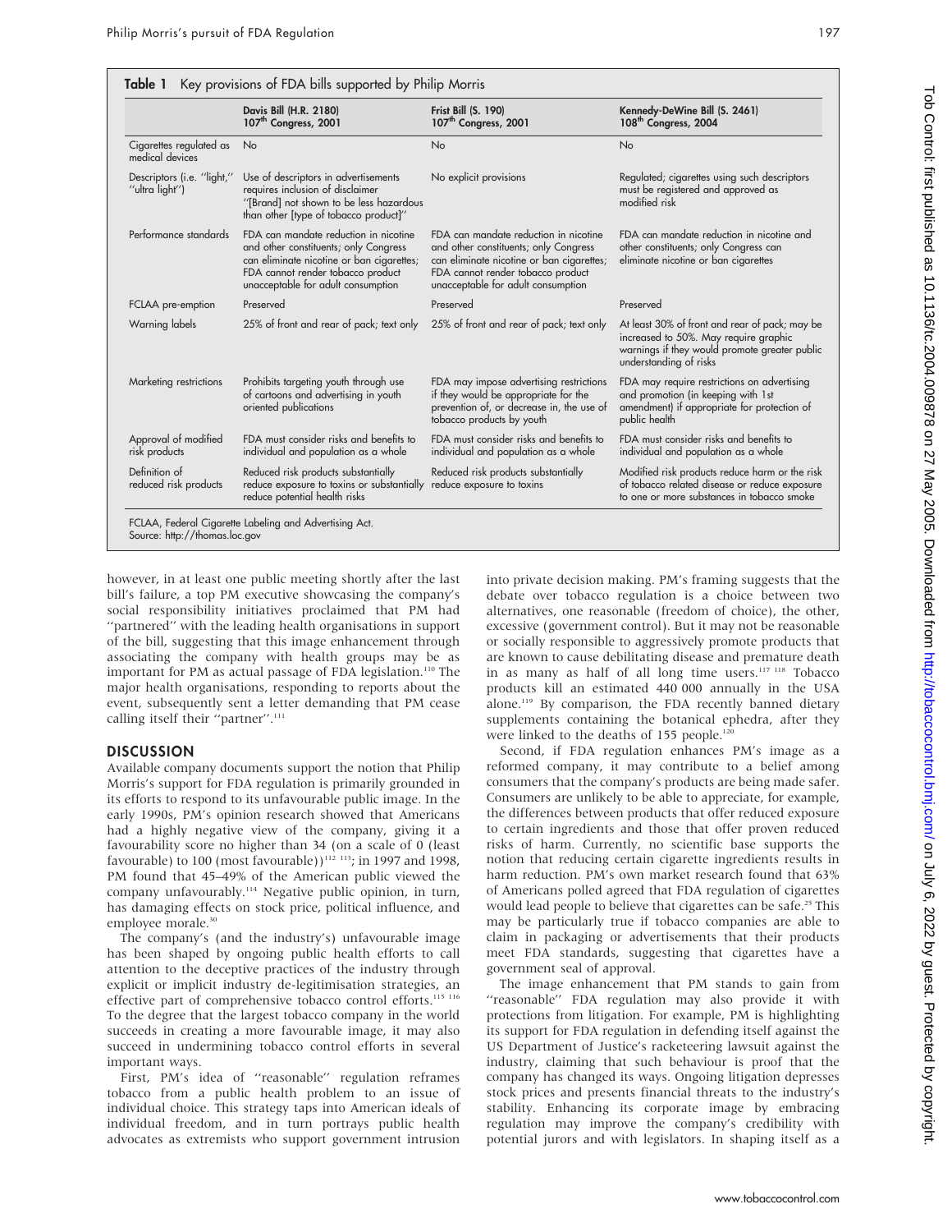**Table 1** Key provisions of FDA bills supported by Philip Morris

| | Davis Bill (H.R. 2180) 107th Congress, 2001 | Frist Bill (S. 190) 107th Congress, 2001 | Kennedy-DeWine Bill (S. 2461) 108th Congress, 2004 |
|---|---|---|---|
| Cigarettes regulated as medical devices | No | No | No |
| Descriptors (i.e. "light," "ultra light") | Use of descriptors in advertisements requires inclusion of disclaimer "[Brand] not shown to be less hazardous than other [type of tobacco product]" | No explicit provisions | Regulated; cigarettes using such descriptors must be registered and approved as modified risk |
| Performance standards | FDA can mandate reduction in nicotine and other constituents; only Congress can eliminate nicotine or ban cigarettes; FDA cannot render tobacco product unacceptable for adult consumption | FDA can mandate reduction in nicotine and other constituents; only Congress can eliminate nicotine or ban cigarettes; FDA cannot render tobacco product unacceptable for adult consumption | FDA can mandate reduction in nicotine and other constituents; only Congress can eliminate nicotine or ban cigarettes |
| FCLAA pre-emption | Preserved | Preserved | Preserved |
| Warning labels | 25% of front and rear of pack; text only | 25% of front and rear of pack; text only | At least 30% of front and rear of pack; may be increased to 50%. May require graphic warnings if they would promote greater public understanding of risks |
| Marketing restrictions | Prohibits targeting youth through use of cartoons and advertising in youth oriented publications | FDA may impose advertising restrictions if they would be appropriate for the prevention of, or decrease in, the use of tobacco products by youth | FDA may require restrictions on advertising and promotion (in keeping with 1st amendment) if appropriate for protection of public health |
| Approval of modified risk products | FDA must consider risks and benefits to individual and population as a whole | FDA must consider risks and benefits to individual and population as a whole | FDA must consider risks and benefits to individual and population as a whole |
| Definition of reduced risk products | Reduced risk products substantially reduce exposure to toxins or substantially reduce potential health risks | Reduced risk products substantially reduce exposure to toxins | Modified risk products reduce harm or the risk of tobacco related disease or reduce exposure to one or more substances in tobacco smoke |

FCLAA, Federal Cigarette Labeling and Advertising Act.
Source: http://thomas.loc.gov

however, in at least one public meeting shortly after the last bill's failure, a top PM executive showcasing the company's social responsibility initiatives proclaimed that PM had "partnered" with the leading health organisations in support of the bill, suggesting that this image enhancement through associating the company with health groups may be as important for PM as actual passage of FDA legislation.[110] The major health organisations, responding to reports about the event, subsequently sent a letter demanding that PM cease calling itself their "partner".[111]

## DISCUSSION

Available company documents support the notion that Philip Morris's support for FDA regulation is primarily grounded in its efforts to respond to its unfavourable public image. In the early 1990s, PM's opinion research showed that Americans had a highly negative view of the company, giving it a favourability score no higher than 34 (on a scale of 0 (least favourable) to 100 (most favourable))[112 113]; in 1997 and 1998, PM found that 45–49% of the American public viewed the company unfavourably.[114] Negative public opinion, in turn, has damaging effects on stock price, political influence, and employee morale.[30]

The company's (and the industry's) unfavourable image has been shaped by ongoing public health efforts to call attention to the deceptive practices of the industry through explicit or implicit industry de-legitimisation strategies, an effective part of comprehensive tobacco control efforts.[115 116] To the degree that the largest tobacco company in the world succeeds in creating a more favourable image, it may also succeed in undermining tobacco control efforts in several important ways.

First, PM's idea of "reasonable" regulation reframes tobacco from a public health problem to an issue of individual choice. This strategy taps into American ideals of individual freedom, and in turn portrays public health advocates as extremists who support government intrusion into private decision making. PM's framing suggests that the debate over tobacco regulation is a choice between two alternatives, one reasonable (freedom of choice), the other, excessive (government control). But it may not be reasonable or socially responsible to aggressively promote products that are known to cause debilitating disease and premature death in as many as half of all long time users.[117 118] Tobacco products kill an estimated 440 000 annually in the USA alone.[119] By comparison, the FDA recently banned dietary supplements containing the botanical ephedra, after they were linked to the deaths of 155 people.[120]

Second, if FDA regulation enhances PM's image as a reformed company, it may contribute to a belief among consumers that the company's products are being made safer. Consumers are unlikely to be able to appreciate, for example, the differences between products that offer reduced exposure to certain ingredients and those that offer proven reduced risks of harm. Currently, no scientific base supports the notion that reducing certain cigarette ingredients results in harm reduction. PM's own market research found that 63% of Americans polled agreed that FDA regulation of cigarettes would lead people to believe that cigarettes can be safe.[25] This may be particularly true if tobacco companies are able to claim in packaging or advertisements that their products meet FDA standards, suggesting that cigarettes have a government seal of approval.

The image enhancement that PM stands to gain from "reasonable" FDA regulation may also provide it with protections from litigation. For example, PM is highlighting its support for FDA regulation in defending itself against the US Department of Justice's racketeering lawsuit against the industry, claiming that such behaviour is proof that the company has changed its ways. Ongoing litigation depresses stock prices and presents financial threats to the industry's stability. Enhancing its corporate image by embracing regulation may improve the company's credibility with potential jurors and with legislators. In shaping itself as a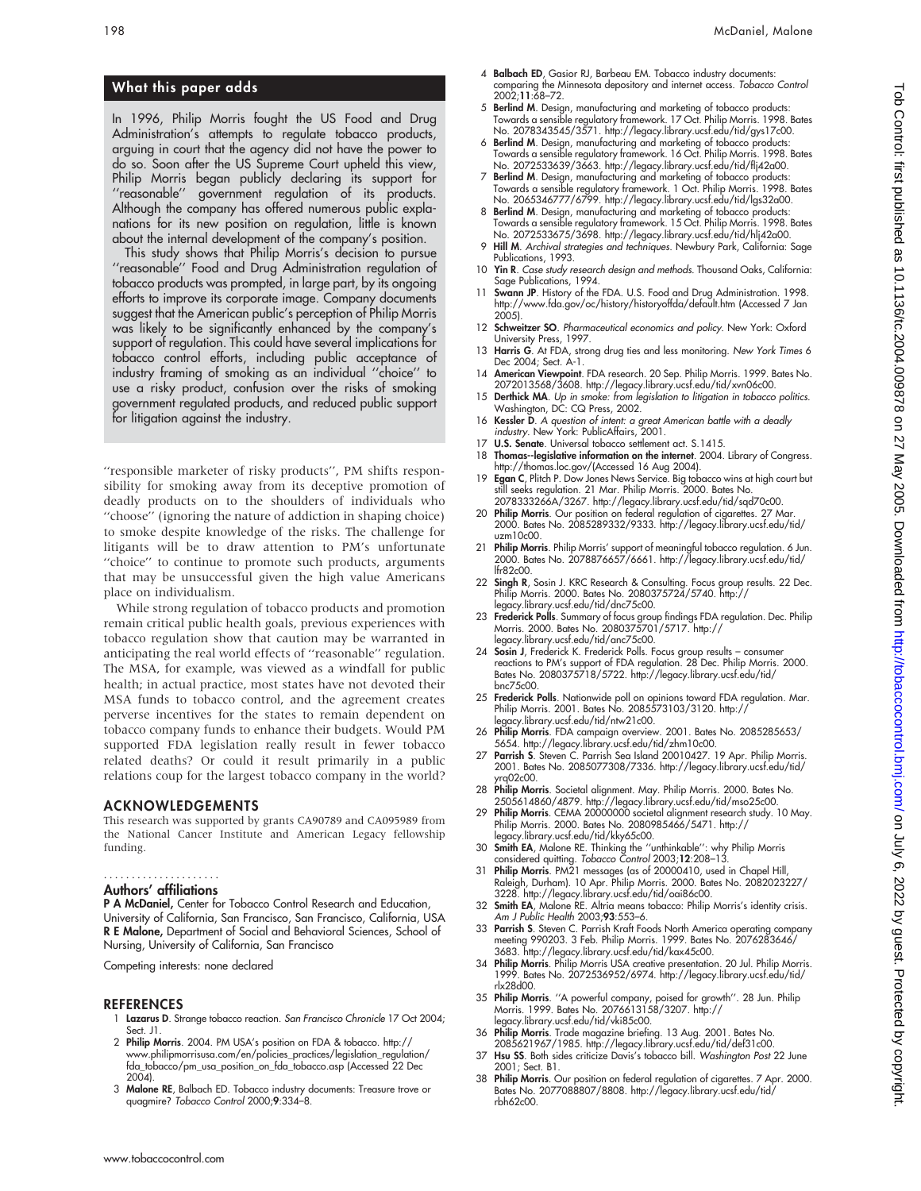## What this paper adds

In 1996, Philip Morris fought the US Food and Drug Administration's attempts to regulate tobacco products, arguing in court that the agency did not have the power to do so. Soon after the US Supreme Court upheld this view, Philip Morris began publicly declaring its support for ''reasonable'' government regulation of its products. Although the company has offered numerous public explanations for its new position on regulation, little is known about the internal development of the company's position.

This study shows that Philip Morris's decision to pursue ''reasonable'' Food and Drug Administration regulation of tobacco products was prompted, in large part, by its ongoing efforts to improve its corporate image. Company documents suggest that the American public's perception of Philip Morris was likely to be significantly enhanced by the company's support of regulation. This could have several implications for tobacco control efforts, including public acceptance of industry framing of smoking as an individual ''choice'' to use a risky product, confusion over the risks of smoking government regulated products, and reduced public support for litigation against the industry.

''responsible marketer of risky products'', PM shifts responsibility for smoking away from its deceptive promotion of deadly products on to the shoulders of individuals who ''choose'' (ignoring the nature of addiction in shaping choice) to smoke despite knowledge of the risks. The challenge for litigants will be to draw attention to PM's unfortunate ''choice'' to continue to promote such products, arguments that may be unsuccessful given the high value Americans place on individualism.

While strong regulation of tobacco products and promotion remain critical public health goals, previous experiences with tobacco regulation show that caution may be warranted in anticipating the real world effects of ''reasonable'' regulation. The MSA, for example, was viewed as a windfall for public health; in actual practice, most states have not devoted their MSA funds to tobacco control, and the agreement creates perverse incentives for the states to remain dependent on tobacco company funds to enhance their budgets. Would PM supported FDA legislation really result in fewer tobacco related deaths? Or could it result primarily in a public relations coup for the largest tobacco company in the world?

## ACKNOWLEDGEMENTS

This research was supported by grants CA90789 and CA095989 from the National Cancer Institute and American Legacy fellowship funding.

### Authors' affiliations

**P A McDaniel,** Center for Tobacco Control Research and Education, University of California, San Francisco, San Francisco, California, USA
**R E Malone,** Department of Social and Behavioral Sciences, School of Nursing, University of California, San Francisco

Competing interests: none declared

## REFERENCES

1. **Lazarus D**. Strange tobacco reaction. *San Francisco Chronicle* 17 Oct 2004; Sect. J1.
2. **Philip Morris**. 2004. PM USA's position on FDA & tobacco. http://www.philipmorrisusa.com/en/policies_practices/legislation_regulation/fda_tobacco/pm_usa_position_on_fda_tobacco.asp (Accessed 22 Dec 2004).
3. **Malone RE**, Balbach ED. Tobacco industry documents: Treasure trove or quagmire? *Tobacco Control* 2000;**9**:334–8.
4. **Balbach ED**, Gasior RJ, Barbeau EM. Tobacco industry documents: comparing the Minnesota depository and internet access. *Tobacco Control* 2002;**11**:68–72.
5. **Berlind M**. Design, manufacturing and marketing of tobacco products: Towards a sensible regulatory framework. 17 Oct. Philip Morris. 1998. Bates No. 2078343545/3571. http://legacy.library.ucsf.edu/tid/gys17c00.
6. **Berlind M**. Design, manufacturing and marketing of tobacco products: Towards a sensible regulatory framework. 16 Oct. Philip Morris. 1998. Bates No. 2072533639/3663. http://legacy.library.ucsf.edu/tid/flj42a00.
7. **Berlind M**. Design, manufacturing and marketing of tobacco products: Towards a sensible regulatory framework. 1 Oct. Philip Morris. 1998. Bates No. 2065346777/6799. http://legacy.library.ucsf.edu/tid/lgs32a00.
8. **Berlind M**. Design, manufacturing and marketing of tobacco products: Towards a sensible regulatory framework. 15 Oct. Philip Morris. 1998. Bates No. 2072533675/3698. http://legacy.library.ucsf.edu/tid/hlj42a00.
9. **Hill M**. *Archival strategies and techniques*. Newbury Park, California: Sage Publications, 1993.
10. **Yin R**. *Case study research design and methods*. Thousand Oaks, California: Sage Publications, 1994.
11. **Swann JP**. History of the FDA. U.S. Food and Drug Administration. 1998. http://www.fda.gov/oc/history/historyoffda/default.htm (Accessed 7 Jan 2005).
12. **Schweitzer SO**. *Pharmaceutical economics and policy*. New York: Oxford University Press, 1997.
13. **Harris G**. At FDA, strong drug ties and less monitoring. *New York Times* 6 Dec 2004; Sect. A-1.
14. **American Viewpoint**. FDA research. 20 Sep. Philip Morris. 1999. Bates No. 2072013568/3608. http://legacy.library.ucsf.edu/tid/xvn06c00.
15. **Derthick MA**. *Up in smoke: from legislation to litigation in tobacco politics.* Washington, DC: CQ Press, 2002.
16. **Kessler D**. *A question of intent: a great American battle with a deadly industry*. New York: PublicAffairs, 2001.
17. **U.S. Senate**. Universal tobacco settlement act. S.1415.
18. **Thomas--legislative information on the internet**. 2004. Library of Congress. http://thomas.loc.gov/(Accessed 16 Aug 2004).
19. **Egan C**, Plitch P. Dow Jones News Service. Big tobacco wins at high court but still seeks regulation. 21 Mar. Philip Morris. 2000. Bates No. 2078333266A/3267. http://legacy.library.ucsf.edu/tid/sqd70c00.
20. **Philip Morris**. Our position on federal regulation of cigarettes. 27 Mar. 2000. Bates No. 2085289332/9333. http://legacy.library.ucsf.edu/tid/uzm10c00.
21. **Philip Morris**. Philip Morris' support of meaningful tobacco regulation. 6 Jun. 2000. Bates No. 2078876657/6661. http://legacy.library.ucsf.edu/tid/lfr82c00.
22. **Singh R**, Sosin J. KRC Research & Consulting. Focus group results. 22 Dec. Philip Morris. 2000. Bates No. 2080375724/5740. http://legacy.library.ucsf.edu/tid/dnc75c00.
23. **Frederick Polls**. Summary of focus group findings FDA regulation. Dec. Philip Morris. 2000. Bates No. 2080375701/5717. http://legacy.library.ucsf.edu/tid/anc75c00.
24. **Sosin J**, Frederick K. Frederick Polls. Focus group results – consumer reactions to PM's support of FDA regulation. 28 Dec. Philip Morris. 2000. Bates No. 2080375718/5722. http://legacy.library.ucsf.edu/tid/bnc75c00.
25. **Frederick Polls**. Nationwide poll on opinions toward FDA regulation. Mar. Philip Morris. 2001. Bates No. 2085573103/3120. http://legacy.library.ucsf.edu/tid/ntw21c00.
26. **Philip Morris**. FDA campaign overview. 2001. Bates No. 2085285653/5654. http://legacy.library.ucsf.edu/tid/zhm10c00.
27. **Parrish S**. Steven C. Parrish Sea Island 20010427. 19 Apr. Philip Morris. 2001. Bates No. 2085077308/7336. http://legacy.library.ucsf.edu/tid/yrq02c00.
28. **Philip Morris**. Societal alignment. May. Philip Morris. 2000. Bates No. 2505614860/4879. http://legacy.library.ucsf.edu/tid/mso25c00.
29. **Philip Morris**. CEMA 20000000 societal alignment research study. 10 May. Philip Morris. 2000. Bates No. 2080985466/5471. http://legacy.library.ucsf.edu/tid/kky65c00.
30. **Smith EA**, Malone RE. Thinking the ''unthinkable'': why Philip Morris considered quitting. *Tobacco Control* 2003;**12**:208–13.
31. **Philip Morris**. PM21 messages (as of 20000410, used in Chapel Hill, Raleigh, Durham). 10 Apr. Philip Morris. 2000. Bates No. 2082023227/3228. http://legacy.library.ucsf.edu/tid/oai86c00.
32. **Smith EA**, Malone RE. Altria means tobacco: Philip Morris's identity crisis. *Am J Public Health* 2003;**93**:553–6.
33. **Parrish S**. Steven C. Parrish Kraft Foods North America operating company meeting 990203. 3 Feb. Philip Morris. 1999. Bates No. 2076283646/3683. http://legacy.library.ucsf.edu/tid/kax45c00.
34. **Philip Morris**. Philip Morris USA creative presentation. 20 Jul. Philip Morris. 1999. Bates No. 2072536952/6974. http://legacy.library.ucsf.edu/tid/rlx28d00.
35. **Philip Morris**. ''A powerful company, poised for growth''. 28 Jun. Philip Morris. 1999. Bates No. 2076613158/3207. http://legacy.library.ucsf.edu/tid/vki85c00.
36. **Philip Morris**. Trade magazine briefing. 13 Aug. 2001. Bates No. 2085621967/1985. http://legacy.library.ucsf.edu/tid/def31c00.
37. **Hsu SS**. Both sides criticize Davis's tobacco bill. *Washington Post* 22 June 2001; Sect. B1.
38. **Philip Morris**. Our position on federal regulation of cigarettes. 7 Apr. 2000. Bates No. 2077088807/8808. http://legacy.library.ucsf.edu/tid/rbh62c00.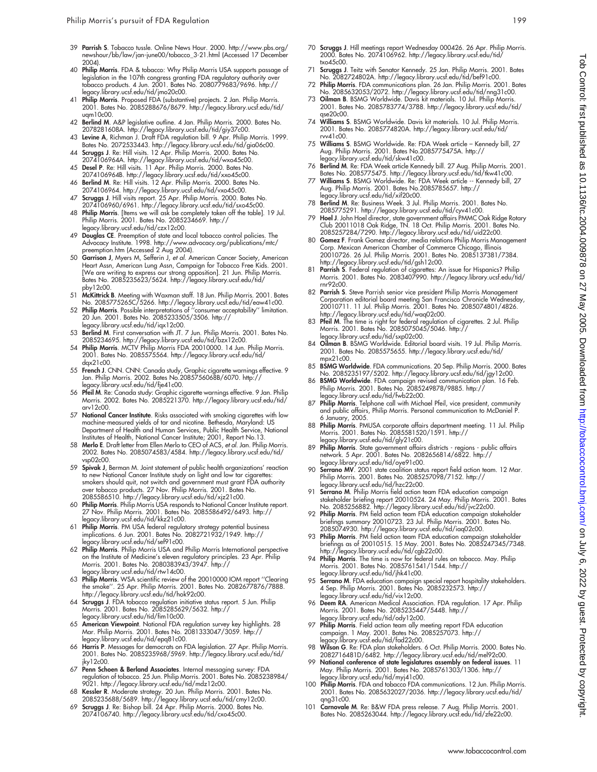39 **Parrish S**. Tobacco tussle. Online News Hour. 2000. http://www.pbs.org/newshour/bb/law/jan-june00/tobacco_3-21.html (Accessed 17 December 2004).

40 **Philip Morris**. FDA & tobacco: Why Philip Morris USA supports passage of legislation in the 107th congress granting FDA regulatory authority over tobacco products. 4 Jun. 2001. Bates No. 2080779683/9696. http://legacy.library.ucsf.edu/tid/jmo20c00.

41 **Philip Morris**. Proposed FDA (substantive) projects. 2 Jan. Philip Morris. 2001. Bates No. 2085288676/8679. http://legacy.library.ucsf.edu/tid/uqm10c00.

42 **Berlind M**. A&P legislative outline. 4 Jan. Philip Morris. 2000. Bates No. 2078281608A. http://legacy.library.ucsf.edu/tid/giy37c00.

43 **Levine A**, Richman J. Draft FDA regulation bill. 9 Apr. Philip Morris. 1999. Bates No. 2072533443. http://legacy.library.ucsf.edu/tid/gia06c00.

44 **Scruggs J**. Re: Hill visits. 12 Apr. Philip Morris. 2000. Bates No. 2074106964A. http://legacy.library.ucsf.edu/tid/wxo45c00.

45 **Desel P**. Re: Hill visits. 11 Apr. Philip Morris. 2000. Bates No. 2074106964B. http://legacy.library.ucsf.edu/tid/xxo45c00.

46 **Berlind M**. Re: Hill visits. 12 Apr. Philip Morris. 2000. Bates No. 2074106964. http://legacy.library.ucsf.edu/tid/vxo45c00.

47 **Scruggs J**. Hill visits report. 25 Apr. Philip Morris. 2000. Bates No. 2074106960/6961. http://legacy.library.ucsf.edu/tid/sxo45c00.

48 **Philip Morris**. [Items we will ask be completely taken off the table]. 19 Jul. Philip Morris. 2001. Bates No. 2085234669. http://legacy.library.ucsf.edu/tid/czx12c00.

49 **Douglas CE**. Preemption of state and local tobacco control policies. The Advocacy Institute. 1998. http://www.advocacy.org/publications/mtc/preemption.htm (Accessed 2 Aug 2004).

50 **Garrison J**, Myers M, Sefferin J, *et al*. American Cancer Society, American Heart Assn, American Lung Assn, Campaign for Tobacco Free Kids. 2001. [We are writing to express our strong opposition]. 21 Jun. Philip Morris. Bates No. 2085235623/5624. http://legacy.library.ucsf.edu/tid/pby12c00.

51 **McKittrick B**. Meeting with Waxman staff. 18 Jun. Philip Morris. 2001. Bates No. 2085775265C/5266. http://legacy.library.ucsf.edu/tid/eaw41c00.

52 **Philip Morris**. Possible interpretations of "consumer acceptability" limitation. 20 Jun. 2001. Bates No. 2085233505/3506. http://legacy.library.ucsf.edu/tid/iqx12c00.

53 **Berlind M**. First conversation with JT. 7 Jun. Philip Morris. 2001. Bates No. 2085234695. http://legacy.library.ucsf.edu/tid/bzx12c00.

54 **Philip Morris**. MCTV Philip Morris FDA 20010000. 14 Jun. Philip Morris. 2001. Bates No. 2085575564. http://legacy.library.ucsf.edu/tid/dqx21c00.

55 **French J**. CNN. CNN: Canada study, Graphic cigarette warnings effective. 9 Jan. Philip Morris. 2002. Bates No.2085756068B/6070. http://legacy.library.ucsf.edu/tid/fje41c00.

56 **Pfeil M**. Re: Canada study: Graphic cigarette warnings effective. 9 Jan. Philip Morris. 2002. Bates No. 2085221370. http://legacy.library.ucsf.edu/tid/arv12c00.

57 **National Cancer Institute**. Risks associated with smoking cigarettes with low machine-measured yields of tar and nicotine. Bethesda, Maryland: US Department of Health and Human Services, Public Health Service, National Institutes of Health, National Cancer Institute; 2001, Report No.13.

58 **Merlo E**. Draft letter from Ellen Merlo to CEO of ACS, *et al*. Jan. Philip Morris. 2002. Bates No. 2085074583/4584. http://legacy.library.ucsf.edu/tid/vsp02c00.

59 **Spivak J**, Berman M. Joint statement of public health organizations' reaction to new National Cancer Institute study on light and low tar cigarettes: smokers should quit, not switch and government must grant FDA authority over tobacco products. 27 Nov. Philip Morris. 2001. Bates No. 2085586510. http://legacy.library.ucsf.edu/tid/xjz21c00.

60 **Philip Morris**. Philip Morris USA responds to National Cancer Institute report. 27 Nov. Philip Morris. 2001. Bates No. 2085586492/6493. http://legacy.library.ucsf.edu/tid/kkz21c00.

61 **Philip Morris**. PM USA federal regulatory strategy potential business implications. 6 Jun. 2001. Bates No. 2082721932/1949. http://legacy.library.ucsf.edu/tid/sef91c00.

62 **Philip Morris**. Philip Morris USA and Philip Morris International perspective on the Institute of Medicine's eleven regulatory principles. 23 Apr. Philip Morris. 2001. Bates No. 2080383943/3947. http://legacy.library.ucsf.edu/tid/rtw14c00.

63 **Philip Morris**. WSA scientific review of the 20010000 IOM report "Clearing the smoke". 25 Apr. Philip Morris. 2001. Bates No. 2082677876/7888. http://legacy.library.ucsf.edu/tid/hok92c00.

64 **Scruggs J**. FDA tobacco regulation initiative status report. 5 Jun. Philip Morris. 2001. Bates No. 2085285629/5632. http://legacy.library.ucsf.edu/tid/fim10c00.

65 **American Viewpoint**. National FDA regulation survey key highlights. 28 Mar. Philip Morris. 2001. Bates No. 2081333047/3059. http://legacy.library.ucsf.edu/tid/epq81c00.

66 **Harris P**. Messages for democrats on FDA legislation. 27 Apr. Philip Morris. 2001. Bates No. 2085235968/5969. http://legacy.library.ucsf.edu/tid/jky12c00.

67 **Penn Schoen & Berland Associates**. Internal messaging survey: FDA regulation of tobacco. 25 Jun. Philip Morris. 2001. Bates No. 2085238984/9021. http://legacy.library.ucsf.edu/tid/mdz12c00.

68 **Kessler R**. Moderate strategy. 20 Jun. Philip Morris. 2001. Bates No. 2085235688/5689. http://legacy.library.ucsf.edu/tid/cmy12c00.

69 **Scruggs J**. Re: Bishop bill. 24 Apr. Philip Morris. 2000. Bates No. 2074106740. http://legacy.library.ucsf.edu/tid/cxo45c00.

70 **Scruggs J**. Hill meetings report Wednesday 000426. 26 Apr. Philip Morris. 2000. Bates No. 2074106962. http://legacy.library.ucsf.edu/tid/txo45c00.

71 **Scruggs J**. Teitz with Senator Kennedy. 25 Jan. Philip Morris. 2001. Bates No. 2082724802A. http://legacy.library.ucsf.edu/tid/bef91c00.

72 **Philip Morris**. FDA communications plan. 26 Jan. Philip Morris. 2001. Bates No. 2085632053/2072. http://legacy.library.ucsf.edu/tid/nng31c00.

73 **Oilman B**. BSMG Worldwide. Davis kit materials. 10 Jul. Philip Morris. 2001. Bates No. 2085783774/3788. http://legacy.library.ucsf.edu/tid/qse20c00.

74 **Williams S**. BSMG Worldwide. Davis kit materials. 10 Jul. Philip Morris. 2001. Bates No. 2085774820A. http://legacy.library.ucsf.edu/tid/rvv41c00.

75 **Williams S**. BSMG Worldwide. Re: FDA Week article – Kennedy bill, 27 Aug. Philip Morris. 2001. Bates No.2085775475A. http://legacy.library.ucsf.edu/tid/skw41c00.

76 **Berlind M**. Re: FDA Week article Kennedy bill. 27 Aug. Philip Morris. 2001. Bates No. 2085775475. http://legacy.library.ucsf.edu/tid/tkw41c00.

77 **Williams S**. BSMG Worldwide. Re: FDA Week article -- Kennedy bill, 27 Aug. Philip Morris. 2001. Bates No.2085785657. http://legacy.library.ucsf.edu/tid/xif20c00.

78 **Berlind M**. Re: Business Week. 3 Jul. Philip Morris. 2001. Bates No. 2085775291. http://legacy.library.ucsf.edu/tid/cyv41c00.

79 **Hoel J**. John Hoel director, state government affairs PMMC Oak Ridge Rotary Club 20011018 Oak Ridge, TN. 18 Oct. Philip Morris. 2001. Bates No. 2085257284/7290. http://legacy.library.ucsf.edu/tid/uid22c00.

80 **Gomez F**. Frank Gomez director, media relations Philip Morris Management Corp. Mexican American Chamber of Commerce Chicago, Illinois 20010726. 26 Jul. Philip Morris. 2001. Bates No. 2085137381/7384. http://legacy.library.ucsf.edu/tid/gsh12c00.

81 **Parrish S**. Federal regulation of cigarettes: An issue for Hispanics? Philip Morris. 2001. Bates No. 2083407990. http://legacy.library.ucsf.edu/tid/rnr92c00.

82 **Parrish S**. Steve Parrish senior vice president Philip Morris Management Corporation editorial board meeting San Francisco Chronicle Wednesday, 20010711. 11 Jul. Philip Morris. 2001. Bates No. 2085074801/4826. http://legacy.library.ucsf.edu/tid/waq02c00.

83 **Pfeil M**. The time is right for federal regulation of cigarettes. 2 Jul. Philip Morris. 2001. Bates No. 2085075045/5046. http://legacy.library.ucsf.edu/tid/sxp02c00.

84 **Oilman B**. BSMG Worldwide. Editorial board visits. 19 Jul. Philip Morris. 2001. Bates No. 2085575655. http://legacy.library.ucsf.edu/tid/mpx21c00.

85 **BSMG Worldwide**. FDA communications. 20 Sep. Philip Morris. 2000. Bates No. 2085235197/5202. http://legacy.library.ucsf.edu/tid/jgy12c00.

86 **BSMG Worldwide**. FDA campaign revised communication plan. 16 Feb. Philip Morris. 2001. Bates No. 2085249878/9885. http://legacy.library.ucsf.edu/tid/fwb22c00.

87 **Philip Morris**. Telphone call with Michael Pfeil, vice president, community and public affairs, Philip Morris. Personal communication to McDaniel P. 6 January, 2005.

88 **Philip Morris**. PMUSA corporate affairs department meeting. 11 Jul. Philip Morris. 2001. Bates No. 2085581520/1591. http://legacy.library.ucsf.edu/tid/gly21c00.

89 **Philip Morris**. State government affairs districts - regions - public affairs network. 5 Apr. 2001. Bates No. 2082656814/6822. http://legacy.library.ucsf.edu/tid/oye91c00.

90 **Serrano MV**. 2001 state coalition status report field action team. 12 Mar. Philip Morris. 2001. Bates No. 2085257098/7152. http://legacy.library.ucsf.edu/tid/hzc22c00.

91 **Serrano M**. Philip Morris field action team FDA education campaign stakeholder briefing report 20010524. 24 May. Philip Morris. 2001. Bates No. 2085256882. http://legacy.library.ucsf.edu/tid/jvc22c00.

92 **Philip Morris**. PM field action team FDA education campaign stakeholder briefings summary 20010723. 23 Jul. Philip Morris. 2001. Bates No. 2085074930. http://legacy.library.ucsf.edu/tid/iaq02c00.

93 **Philip Morris**. PM field action team FDA education campaign stakeholder briefings as of 20010515. 15 May. 2001. Bates No. 2085247345/7348. http://legacy.library.ucsf.edu/tid/cgb22c00.

94 **Philip Morris**. The time is now for federal rules on tobacco. May. Philip Morris. 2001. Bates No. 2085761541/1544. http://legacy.library.ucsf.edu/tid/jhk41c00.

95 **Serrano M**. FDA education campaign special report hospitality stakeholders. 4 Sep. Philip Morris. 2001. Bates No. 2085232573. http://legacy.library.ucsf.edu/tid/vix12c00.

96 **Deem RA**. American Medical Association. FDA regulation. 17 Apr. Philip Morris. 2001. Bates No. 2085235447/5448. http://legacy.library.ucsf.edu/tid/ody12c00.

97 **Philip Morris**. Field action team ally meeting report FDA education campaign. 1 May. 2001. Bates No. 2085257073. http://legacy.library.ucsf.edu/tid/fad22c00.

98 **Wilson G**. Re: FDA plan stakeholders. 6 Oct. Philip Morris. 2000. Bates No. 2082716481D/6482. http://legacy.library.ucsf.edu/tid/mel92c00.

99 **National conference of state legislatures assembly on federal issues**. 11 May. Philip Morris. 2001. Bates No. 2085761303/1306. http://legacy.library.ucsf.edu/tid/myj41c00.

100 **Philip Morris**. FDA and tobacco FDA communications. 12 Jun. Philip Morris. 2001. Bates No. 2085632027/2036. http://legacy.library.ucsf.edu/tid/qng31c00.

101 **Carnovale M**. Re: B&W FDA press release. 7 Aug. Philip Morris. 2001. Bates No. 2085263044. http://legacy.library.ucsf.edu/tid/zfe22c00.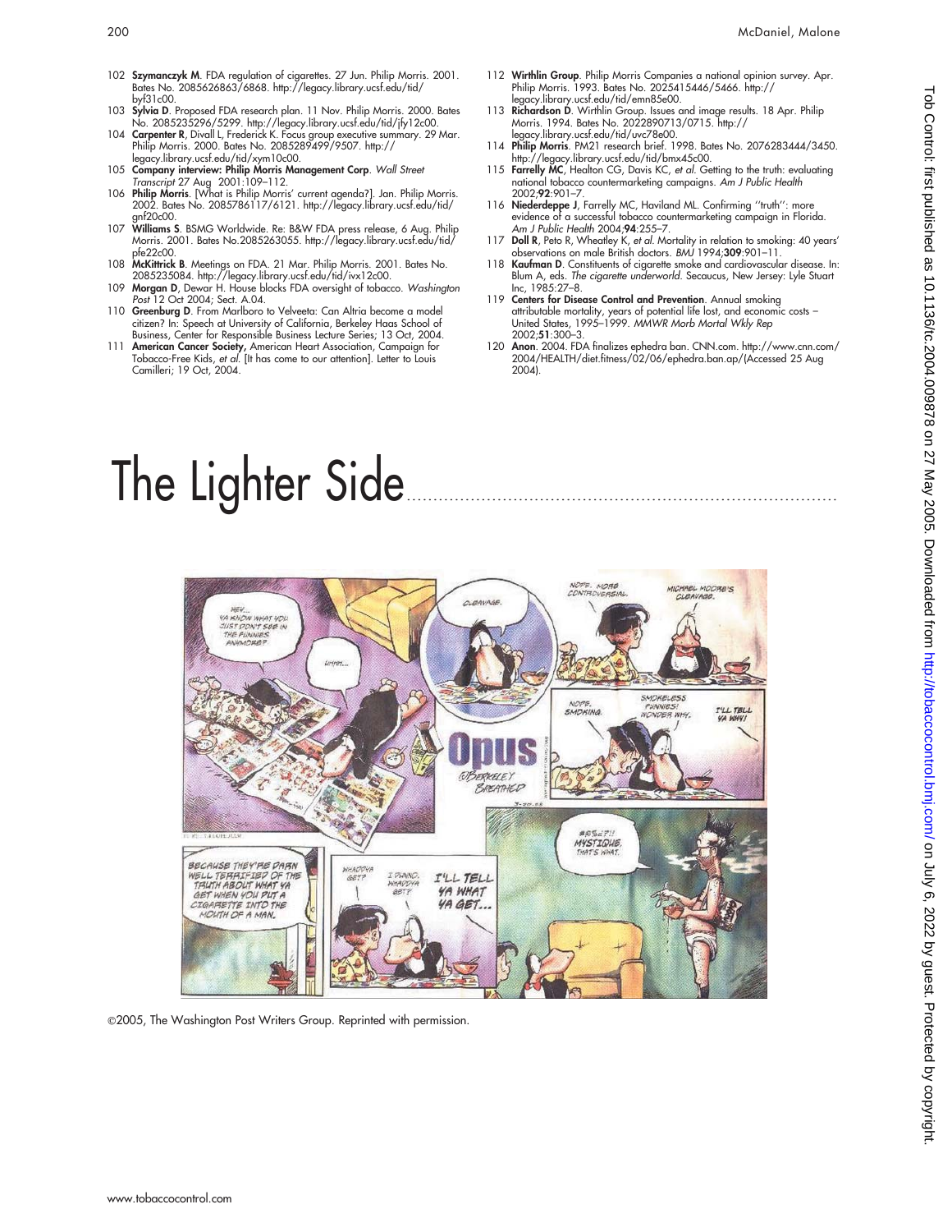102 **Szymanczyk M**. FDA regulation of cigarettes. 27 Jun. Philip Morris. 2001. Bates No. 2085626863/6868. http://legacy.library.ucsf.edu/tid/byf31c00.

103 **Sylvia D**. Proposed FDA research plan. 11 Nov. Philip Morris. 2000. Bates No. 2085235296/5299. http://legacy.library.ucsf.edu/tid/jfy12c00.

104 **Carpenter R**, Divall L, Frederick K. Focus group executive summary. 29 Mar. Philip Morris. 2000. Bates No. 2085289499/9507. http://legacy.library.ucsf.edu/tid/xym10c00.

105 **Company interview: Philip Morris Management Corp**. *Wall Street Transcript* 27 Aug 2001:109–112.

106 **Philip Morris**. [What is Philip Morris' current agenda?]. Jan. Philip Morris. 2002. Bates No. 2085786117/6121. http://legacy.library.ucsf.edu/tid/gnf20c00.

107 **Williams S**. BSMG Worldwide. Re: B&W FDA press release, 6 Aug. Philip Morris. 2001. Bates No.2085263055. http://legacy.library.ucsf.edu/tid/pfe22c00.

108 **McKittrick B**. Meetings on FDA. 21 Mar. Philip Morris. 2001. Bates No. 2085235084. http://legacy.library.ucsf.edu/tid/ivx12c00.

109 **Morgan D**, Dewar H. House blocks FDA oversight of tobacco. *Washington Post* 12 Oct 2004; Sect. A.04.

110 **Greenburg D**. From Marlboro to Velveeta: Can Altria become a model citizen? In: Speech at University of California, Berkeley Haas School of Business, Center for Responsible Business Lecture Series; 13 Oct, 2004.

111 **American Cancer Society,** American Heart Association, Campaign for Tobacco-Free Kids, *et al*. [It has come to our attention]. Letter to Louis Camilleri; 19 Oct, 2004.

112 **Wirthlin Group**. Philip Morris Companies a national opinion survey. Apr. Philip Morris. 1993. Bates No. 2025415446/5466. http://legacy.library.ucsf.edu/tid/emn85e00.

113 **Richardson D**. Wirthlin Group. Issues and image results. 18 Apr. Philip Morris. 1994. Bates No. 2022890713/0715. http://legacy.library.ucsf.edu/tid/uvc78e00.

114 **Philip Morris**. PM21 research brief. 1998. Bates No. 2076283444/3450. http://legacy.library.ucsf.edu/tid/bmx45c00.

115 **Farrelly MC**, Healton CG, Davis KC, *et al*. Getting to the truth: evaluating national tobacco countermarketing campaigns. *Am J Public Health* 2002;**92**:901–7.

116 **Niederdeppe J**, Farrelly MC, Haviland ML. Confirming ''truth'': more evidence of a successful tobacco countermarketing campaign in Florida. *Am J Public Health* 2004;**94**:255–7.

117 **Doll R**, Peto R, Wheatley K, *et al*. Mortality in relation to smoking: 40 years' observations on male British doctors. *BMJ* 1994;**309**:901–11.

118 **Kaufman D**. Constituents of cigarette smoke and cardiovascular disease. In: Blum A, eds. *The cigarette underworld*. Secaucus, New Jersey: Lyle Stuart Inc, 1985:27–8.

119 **Centers for Disease Control and Prevention**. Annual smoking attributable mortality, years of potential life lost, and economic costs – United States, 1995–1999. *MMWR Morb Mortal Wkly Rep* 2002;**51**:300–3.

120 **Anon**. 2004. FDA finalizes ephedra ban. CNN.com. http://www.cnn.com/2004/HEALTH/diet.fitness/02/06/ephedra.ban.ap/(Accessed 25 Aug 2004).

# The Lighter Side

©2005, The Washington Post Writers Group. Reprinted with permission.